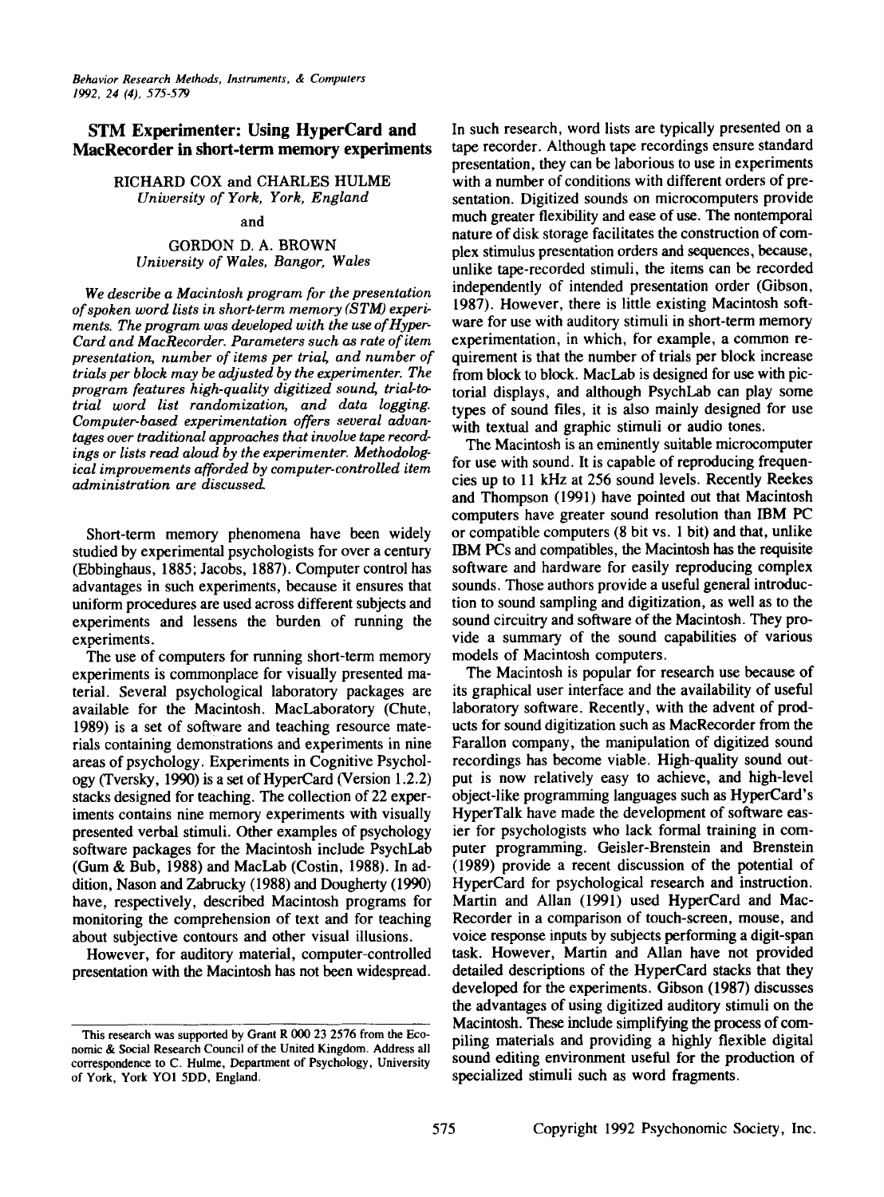# STM Experimenter: Using HyperCard and MacRecorder in short-term memory experiments

RICHARD COX and CHARLES HULME
*University of York, York, England*

and

GORDON D. A. BROWN
*University of Wales, Bangor, Wales*

*We describe a Macintosh program for the presentation of spoken word lists in short-term memory (STM) experiments. The program was developed with the use of HyperCard and MacRecorder. Parameters such as rate of item presentation, number of items per trial, and number of trials per block may be adjusted by the experimenter. The program features high-quality digitized sound, trial-to-trial word list randomization, and data logging. Computer-based experimentation offers several advantages over traditional approaches that involve tape recordings or lists read aloud by the experimenter. Methodological improvements afforded by computer-controlled item administration are discussed.*

Short-term memory phenomena have been widely studied by experimental psychologists for over a century (Ebbinghaus, 1885; Jacobs, 1887). Computer control has advantages in such experiments, because it ensures that uniform procedures are used across different subjects and experiments and lessens the burden of running the experiments.

The use of computers for running short-term memory experiments is commonplace for visually presented material. Several psychological laboratory packages are available for the Macintosh. MacLaboratory (Chute, 1989) is a set of software and teaching resource materials containing demonstrations and experiments in nine areas of psychology. Experiments in Cognitive Psychology (Tversky, 1990) is a set of HyperCard (Version 1.2.2) stacks designed for teaching. The collection of 22 experiments contains nine memory experiments with visually presented verbal stimuli. Other examples of psychology software packages for the Macintosh include PsychLab (Gum & Bub, 1988) and MacLab (Costin, 1988). In addition, Nason and Zabrucky (1988) and Dougherty (1990) have, respectively, described Macintosh programs for monitoring the comprehension of text and for teaching about subjective contours and other visual illusions.

However, for auditory material, computer-controlled presentation with the Macintosh has not been widespread. In such research, word lists are typically presented on a tape recorder. Although tape recordings ensure standard presentation, they can be laborious to use in experiments with a number of conditions with different orders of presentation. Digitized sounds on microcomputers provide much greater flexibility and ease of use. The nontemporal nature of disk storage facilitates the construction of complex stimulus presentation orders and sequences, because, unlike tape-recorded stimuli, the items can be recorded independently of intended presentation order (Gibson, 1987). However, there is little existing Macintosh software for use with auditory stimuli in short-term memory experimentation, in which, for example, a common requirement is that the number of trials per block increase from block to block. MacLab is designed for use with pictorial displays, and although PsychLab can play some types of sound files, it is also mainly designed for use with textual and graphic stimuli or audio tones.

The Macintosh is an eminently suitable microcomputer for use with sound. It is capable of reproducing frequencies up to 11 kHz at 256 sound levels. Recently Reekes and Thompson (1991) have pointed out that Macintosh computers have greater sound resolution than IBM PC or compatible computers (8 bit vs. 1 bit) and that, unlike IBM PCs and compatibles, the Macintosh has the requisite software and hardware for easily reproducing complex sounds. Those authors provide a useful general introduction to sound sampling and digitization, as well as to the sound circuitry and software of the Macintosh. They provide a summary of the sound capabilities of various models of Macintosh computers.

The Macintosh is popular for research use because of its graphical user interface and the availability of useful laboratory software. Recently, with the advent of products for sound digitization such as MacRecorder from the Farallon company, the manipulation of digitized sound recordings has become viable. High-quality sound output is now relatively easy to achieve, and high-level object-like programming languages such as HyperCard's HyperTalk have made the development of software easier for psychologists who lack formal training in computer programming. Geisler-Brenstein and Brenstein (1989) provide a recent discussion of the potential of HyperCard for psychological research and instruction. Martin and Allan (1991) used HyperCard and MacRecorder in a comparison of touch-screen, mouse, and voice response inputs by subjects performing a digit-span task. However, Martin and Allan have not provided detailed descriptions of the HyperCard stacks that they developed for the experiments. Gibson (1987) discusses the advantages of using digitized auditory stimuli on the Macintosh. These include simplifying the process of compiling materials and providing a highly flexible digital sound editing environment useful for the production of specialized stimuli such as word fragments.

This research was supported by Grant R 000 23 2576 from the Economic & Social Research Council of the United Kingdom. Address all correspondence to C. Hulme, Department of Psychology, University of York, York YO1 5DD, England.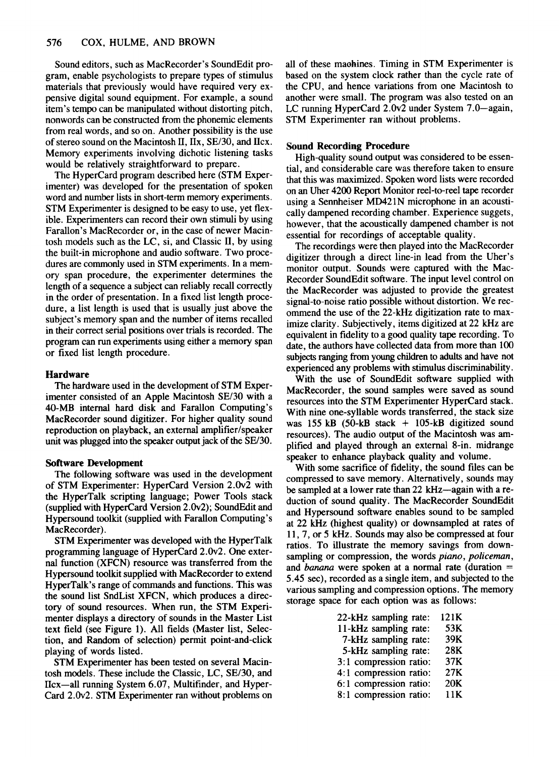Sound editors, such as MacRecorder's SoundEdit program, enable psychologists to prepare types of stimulus materials that previously would have required very expensive digital sound equipment. For example, a sound item's tempo can be manipulated without distorting pitch, nonwords can be constructed from the phonemic elements from real words, and so on. Another possibility is the use of stereo sound on the Macintosh II, IIx, SE/30, and IIcx. Memory experiments involving dichotic listening tasks would be relatively straightforward to prepare.

The HyperCard program described here (STM Experimenter) was developed for the presentation of spoken word and number lists in short-term memory experiments. STM Experimenter is designed to be easy to use, yet flexible. Experimenters can record their own stimuli by using Farallon's MacRecorder or, in the case of newer Macintosh models such as the LC, si, and Classic II, by using the built-in microphone and audio software. Two procedures are commonly used in STM experiments. In a memory span procedure, the experimenter determines the length of a sequence a subject can reliably recall correctly in the order of presentation. In a fixed list length procedure, a list length is used that is usually just above the subject's memory span and the number of items recalled in their correct serial positions over trials is recorded. The program can run experiments using either a memory span or fixed list length procedure.

## Hardware

The hardware used in the development of STM Experimenter consisted of an Apple Macintosh SE/30 with a 40-MB internal hard disk and Farallon Computing's MacRecorder sound digitizer. For higher quality sound reproduction on playback, an external amplifier/speaker unit was plugged into the speaker output jack of the SE/30.

## Software Development

The following software was used in the development of STM Experimenter: HyperCard Version 2.0v2 with the HyperTalk scripting language; Power Tools stack (supplied with HyperCard Version 2.0v2); SoundEdit and Hypersound toolkit (supplied with Farallon Computing's MacRecorder).

STM Experimenter was developed with the HyperTalk programming language of HyperCard 2.0v2. One external function (XFCN) resource was transferred from the Hypersound toolkit supplied with MacRecorder to extend HyperTalk's range of commands and functions. This was the sound list SndList XFCN, which produces a directory of sound resources. When run, the STM Experimenter displays a directory of sounds in the Master List text field (see Figure 1). All fields (Master list, Selection, and Random of selection) permit point-and-click playing of words listed.

STM Experimenter has been tested on several Macintosh models. These include the Classic, LC, SE/30, and IIcx—all running System 6.07, Multifinder, and HyperCard 2.0v2. STM Experimenter ran without problems on all of these machines. Timing in STM Experimenter is based on the system clock rather than the cycle rate of the CPU, and hence variations from one Macintosh to another were small. The program was also tested on an LC running HyperCard 2.0v2 under System 7.0—again, STM Experimenter ran without problems.

## Sound Recording Procedure

High-quality sound output was considered to be essential, and considerable care was therefore taken to ensure that this was maximized. Spoken word lists were recorded on an Uher 4200 Report Monitor reel-to-reel tape recorder using a Sennheiser MD421N microphone in an acoustically dampened recording chamber. Experience suggets, however, that the acoustically dampened chamber is not essential for recordings of acceptable quality.

The recordings were then played into the MacRecorder digitizer through a direct line-in lead from the Uher's monitor output. Sounds were captured with the MacRecorder SoundEdit software. The input level control on the MacRecorder was adjusted to provide the greatest signal-to-noise ratio possible without distortion. We recommend the use of the 22-kHz digitization rate to maximize clarity. Subjectively, items digitized at 22 kHz are equivalent in fidelity to a good quality tape recording. To date, the authors have collected data from more than 100 subjects ranging from young children to adults and have not experienced any problems with stimulus discriminability.

With the use of SoundEdit software supplied with MacRecorder, the sound samples were saved as sound resources into the STM Experimenter HyperCard stack. With nine one-syllable words transferred, the stack size was 155 kB (50-kB stack + 105-kB digitized sound resources). The audio output of the Macintosh was amplified and played through an external 8-in. midrange speaker to enhance playback quality and volume.

With some sacrifice of fidelity, the sound files can be compressed to save memory. Alternatively, sounds may be sampled at a lower rate than 22 kHz—again with a reduction of sound quality. The MacRecorder SoundEdit and Hypersound software enables sound to be sampled at 22 kHz (highest quality) or downsampled at rates of 11, 7, or 5 kHz. Sounds may also be compressed at four ratios. To illustrate the memory savings from downsampling or compression, the words *piano*, *policeman*, and *banana* were spoken at a normal rate (duration = 5.45 sec), recorded as a single item, and subjected to the various sampling and compression options. The memory storage space for each option was as follows:

| | |
|---|---|
| 22-kHz sampling rate: | 121K |
| 11-kHz sampling rate: | 53K |
| 7-kHz sampling rate: | 39K |
| 5-kHz sampling rate: | 28K |
| 3:1 compression ratio: | 37K |
| 4:1 compression ratio: | 27K |
| 6:1 compression ratio: | 20K |
| 8:1 compression ratio: | 11K |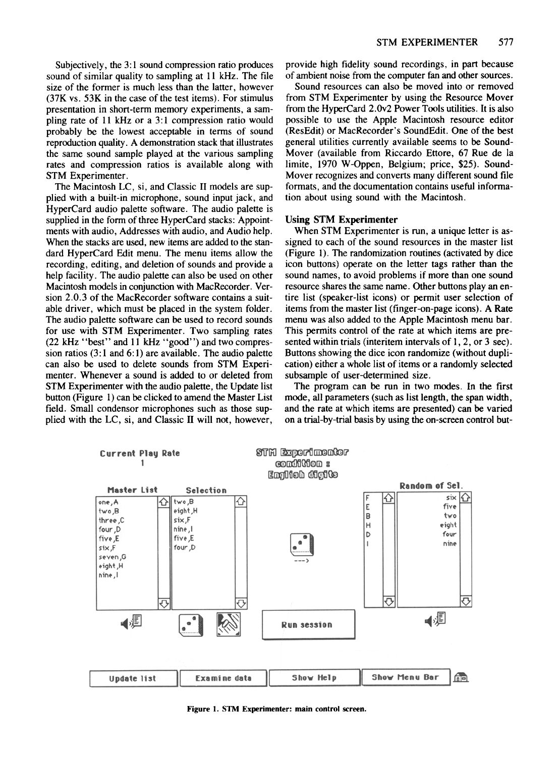Subjectively, the 3:1 sound compression ratio produces sound of similar quality to sampling at 11 kHz. The file size of the former is much less than the latter, however (37K vs. 53K in the case of the test items). For stimulus presentation in short-term memory experiments, a sampling rate of 11 kHz or a 3:1 compression ratio would probably be the lowest acceptable in terms of sound reproduction quality. A demonstration stack that illustrates the same sound sample played at the various sampling rates and compression ratios is available along with STM Experimenter.

The Macintosh LC, si, and Classic II models are supplied with a built-in microphone, sound input jack, and HyperCard audio palette software. The audio palette is supplied in the form of three HyperCard stacks: Appointments with audio, Addresses with audio, and Audio help. When the stacks are used, new items are added to the standard HyperCard Edit menu. The menu items allow the recording, editing, and deletion of sounds and provide a help facility. The audio palette can also be used on other Macintosh models in conjunction with MacRecorder. Version 2.0.3 of the MacRecorder software contains a suitable driver, which must be placed in the system folder. The audio palette software can be used to record sounds for use with STM Experimenter. Two sampling rates (22 kHz "best" and 11 kHz "good") and two compression ratios (3:1 and 6:1) are available. The audio palette can also be used to delete sounds from STM Experimenter. Whenever a sound is added to or deleted from STM Experimenter with the audio palette, the Update list button (Figure 1) can be clicked to amend the Master List field. Small condensor microphones such as those supplied with the LC, si, and Classic II will not, however, provide high fidelity sound recordings, in part because of ambient noise from the computer fan and other sources.

Sound resources can also be moved into or removed from STM Experimenter by using the Resource Mover from the HyperCard 2.0v2 Power Tools utilities. It is also possible to use the Apple Macintosh resource editor (ResEdit) or MacRecorder's SoundEdit. One of the best general utilities currently available seems to be SoundMover (available from Riccardo Ettore, 67 Rue de la limite, 1970 W-Oppen, Belgium; price, $25). SoundMover recognizes and converts many different sound file formats, and the documentation contains useful information about using sound with the Macintosh.

### Using STM Experimenter

When STM Experimenter is run, a unique letter is assigned to each of the sound resources in the master list (Figure 1). The randomization routines (activated by dice icon buttons) operate on the letter tags rather than the sound names, to avoid problems if more than one sound resource shares the same name. Other buttons play an entire list (speaker-list icons) or permit user selection of items from the master list (finger-on-page icons). A Rate menu was also added to the Apple Macintosh menu bar. This permits control of the rate at which items are presented within trials (interitem intervals of 1, 2, or 3 sec). Buttons showing the dice icon randomize (without duplication) either a whole list of items or a randomly selected subsample of user-determined size.

The program can be run in two modes. In the first mode, all parameters (such as list length, the span width, and the rate at which items are presented) can be varied on a trial-by-trial basis by using the on-screen control but-

Current Play Rate
1

STM Experimenter
condition :
English digits

| Master List | Selection | | Random of Sel. |
|---|---|---|---|
| one,A | two,B | F | six |
| two,B | eight,H | E | five |
| three,C | six,F | B | two |
| four,D | nine,I | H | eight |
| five,E | five,E | D | four |
| six,F | four,D | I | nine |
| seven,G | | | |
| eight,H | | | |
| nine,I | | | |

Run session

Update list | Examine data | Show Help | Show Menu Bar

Figure 1. STM Experimenter: main control screen.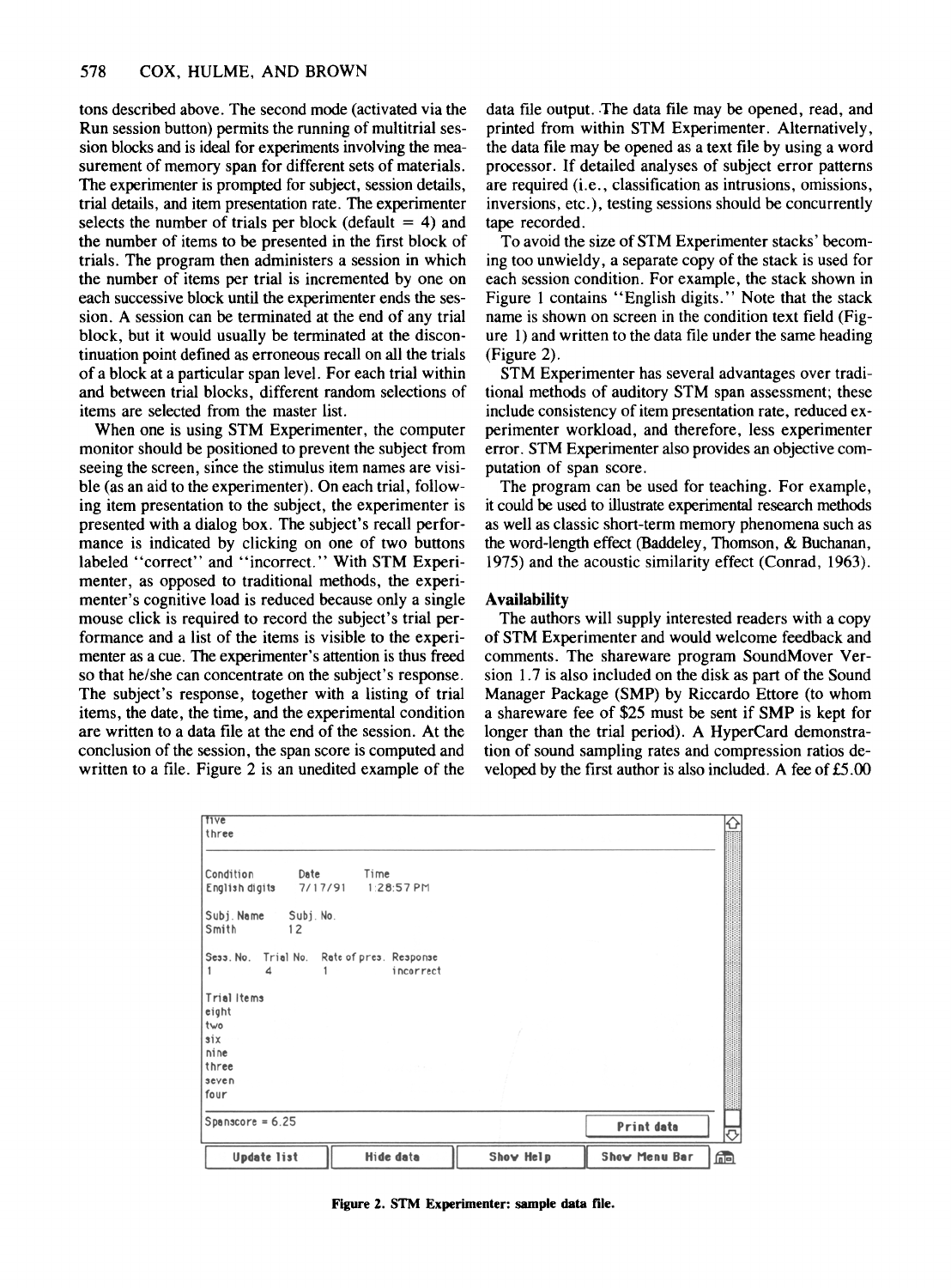tons described above. The second mode (activated via the Run session button) permits the running of multitrial session blocks and is ideal for experiments involving the measurement of memory span for different sets of materials. The experimenter is prompted for subject, session details, trial details, and item presentation rate. The experimenter selects the number of trials per block (default = 4) and the number of items to be presented in the first block of trials. The program then administers a session in which the number of items per trial is incremented by one on each successive block until the experimenter ends the session. A session can be terminated at the end of any trial block, but it would usually be terminated at the discontinuation point defined as erroneous recall on all the trials of a block at a particular span level. For each trial within and between trial blocks, different random selections of items are selected from the master list.

When one is using STM Experimenter, the computer monitor should be positioned to prevent the subject from seeing the screen, since the stimulus item names are visible (as an aid to the experimenter). On each trial, following item presentation to the subject, the experimenter is presented with a dialog box. The subject's recall performance is indicated by clicking on one of two buttons labeled "correct" and "incorrect." With STM Experimenter, as opposed to traditional methods, the experimenter's cognitive load is reduced because only a single mouse click is required to record the subject's trial performance and a list of the items is visible to the experimenter as a cue. The experimenter's attention is thus freed so that he/she can concentrate on the subject's response. The subject's response, together with a listing of trial items, the date, the time, and the experimental condition are written to a data file at the end of the session. At the conclusion of the session, the span score is computed and written to a file. Figure 2 is an unedited example of the data file output. The data file may be opened, read, and printed from within STM Experimenter. Alternatively, the data file may be opened as a text file by using a word processor. If detailed analyses of subject error patterns are required (i.e., classification as intrusions, omissions, inversions, etc.), testing sessions should be concurrently tape recorded.

To avoid the size of STM Experimenter stacks' becoming too unwieldy, a separate copy of the stack is used for each session condition. For example, the stack shown in Figure 1 contains "English digits." Note that the stack name is shown on screen in the condition text field (Figure 1) and written to the data file under the same heading (Figure 2).

STM Experimenter has several advantages over traditional methods of auditory STM span assessment; these include consistency of item presentation rate, reduced experimenter workload, and therefore, less experimenter error. STM Experimenter also provides an objective computation of span score.

The program can be used for teaching. For example, it could be used to illustrate experimental research methods as well as classic short-term memory phenomena such as the word-length effect (Baddeley, Thomson, & Buchanan, 1975) and the acoustic similarity effect (Conrad, 1963).

## Availability

The authors will supply interested readers with a copy of STM Experimenter and would welcome feedback and comments. The shareware program SoundMover Version 1.7 is also included on the disk as part of the Sound Manager Package (SMP) by Riccardo Ettore (to whom a shareware fee of $25 must be sent if SMP is kept for longer than the trial period). A HyperCard demonstration of sound sampling rates and compression ratios developed by the first author is also included. A fee of £5.00

```
five
three

Condition        Date       Time
English digits   7/17/91    1:28:57 PM

Subj. Name   Subj. No.
Smith        12

Sess. No.  Trial No.  Rate of pres.  Response
1          4          1              incorrect

Trial Items
eight
two
six
nine
three
seven
four

Spanscore = 6.25
```

Print data | Update list | Hide data | Show Help | Show Menu Bar

**Figure 2. STM Experimenter: sample data file.**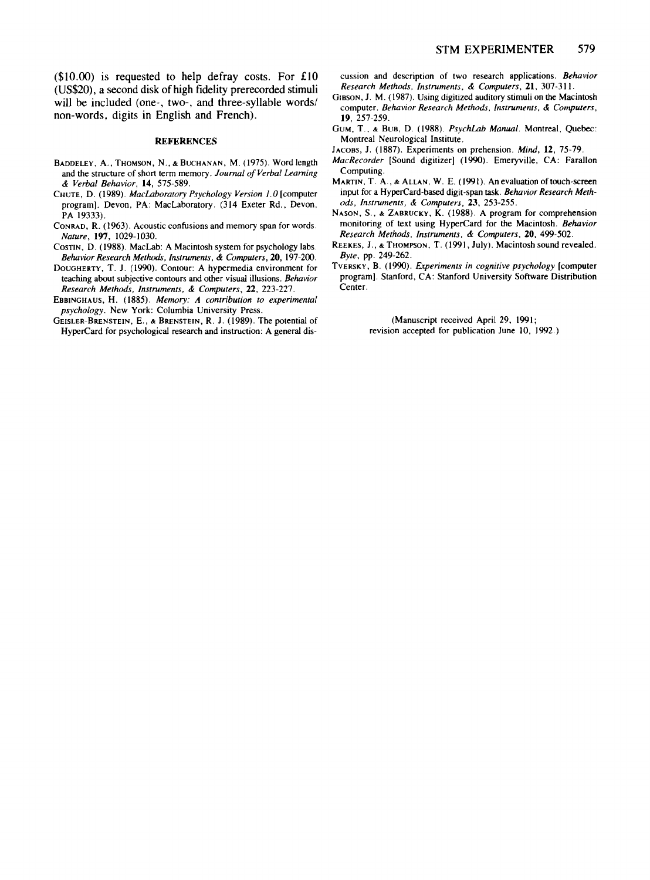($10.00) is requested to help defray costs. For £10 (US$20), a second disk of high fidelity prerecorded stimuli will be included (one-, two-, and three-syllable words/non-words, digits in English and French).

## REFERENCES

Baddeley, A., Thomson, N., & Buchanan, M. (1975). Word length and the structure of short term memory. *Journal of Verbal Learning & Verbal Behavior*, **14**, 575-589.

Chute, D. (1989). *MacLaboratory Psychology Version 1.0* [computer program]. Devon, PA: MacLaboratory. (314 Exeter Rd., Devon, PA 19333).

Conrad, R. (1963). Acoustic confusions and memory span for words. *Nature*, **197**, 1029-1030.

Costin, D. (1988). MacLab: A Macintosh system for psychology labs. *Behavior Research Methods, Instruments, & Computers*, **20**, 197-200.

Dougherty, T. J. (1990). Contour: A hypermedia environment for teaching about subjective contours and other visual illusions. *Behavior Research Methods, Instruments, & Computers*, **22**, 223-227.

Ebbinghaus, H. (1885). *Memory: A contribution to experimental psychology*. New York: Columbia University Press.

Geisler-Brenstein, E., & Brenstein, R. J. (1989). The potential of HyperCard for psychological research and instruction: A general discussion and description of two research applications. *Behavior Research Methods, Instruments, & Computers*, **21**, 307-311.

Gibson, J. M. (1987). Using digitized auditory stimuli on the Macintosh computer. *Behavior Research Methods, Instruments, & Computers*, **19**, 257-259.

Gum, T., & Bub, D. (1988). *PsychLab Manual*. Montreal, Quebec: Montreal Neurological Institute.

Jacobs, J. (1887). Experiments on prehension. *Mind*, **12**, 75-79.

*MacRecorder* [Sound digitizer] (1990). Emeryville, CA: Farallon Computing.

Martin, T. A., & Allan, W. E. (1991). An evaluation of touch-screen input for a HyperCard-based digit-span task. *Behavior Research Methods, Instruments, & Computers*, **23**, 253-255.

Nason, S., & Zabrucky, K. (1988). A program for comprehension monitoring of text using HyperCard for the Macintosh. *Behavior Research Methods, Instruments, & Computers*, **20**, 499-502.

Reekes, J., & Thompson, T. (1991, July). Macintosh sound revealed. *Byte*, pp. 249-262.

Tversky, B. (1990). *Experiments in cognitive psychology* [computer program]. Stanford, CA: Stanford University Software Distribution Center.

(Manuscript received April 29, 1991;
revision accepted for publication June 10, 1992.)